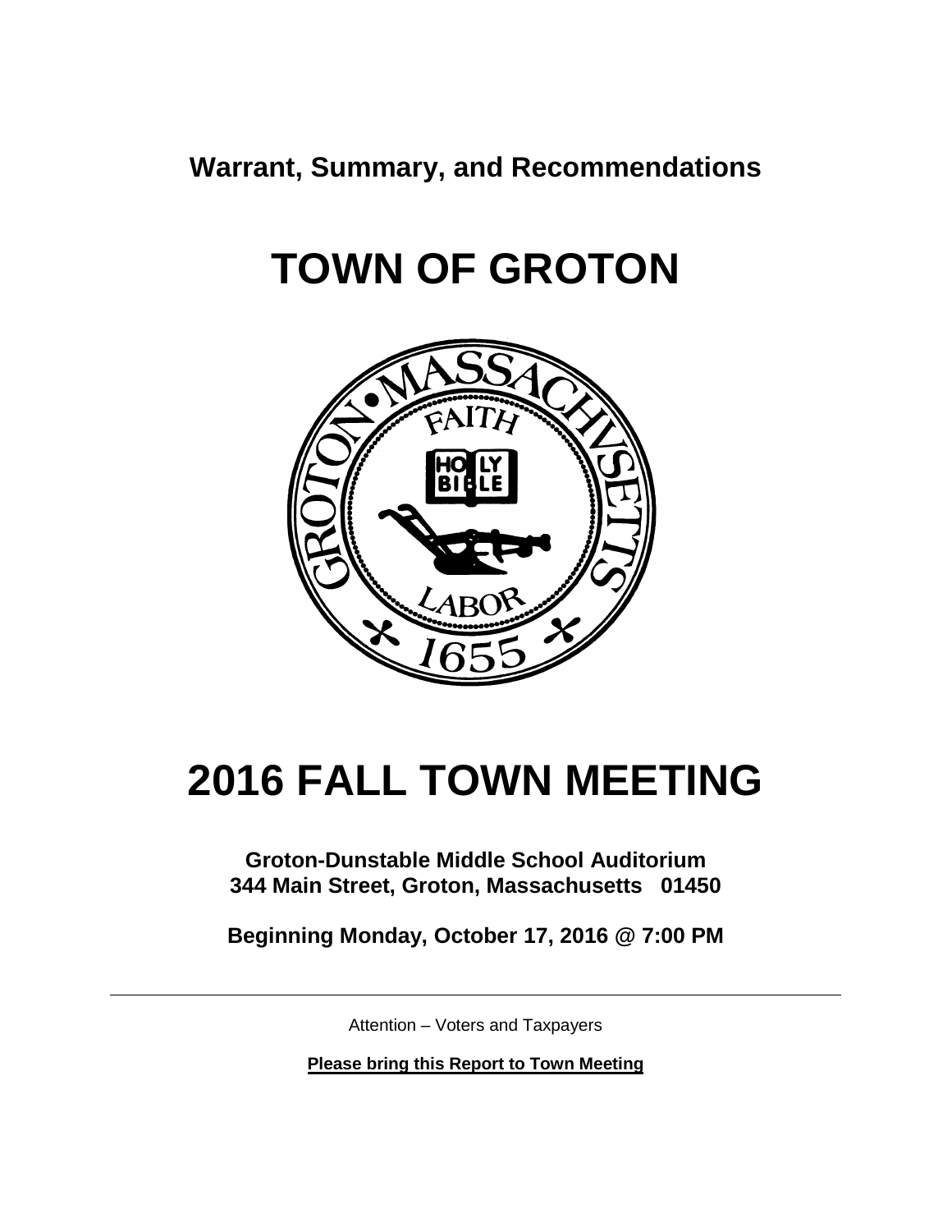**Warrant, Summary, and Recommendations**

# TOWN OF GROTON

# 2016 FALL TOWN MEETING

**Groton-Dunstable Middle School Auditorium**
**344 Main Street, Groton, Massachusetts 01450**

**Beginning Monday, October 17, 2016 @ 7:00 PM**

---

Attention – Voters and Taxpayers

**Please bring this Report to Town Meeting**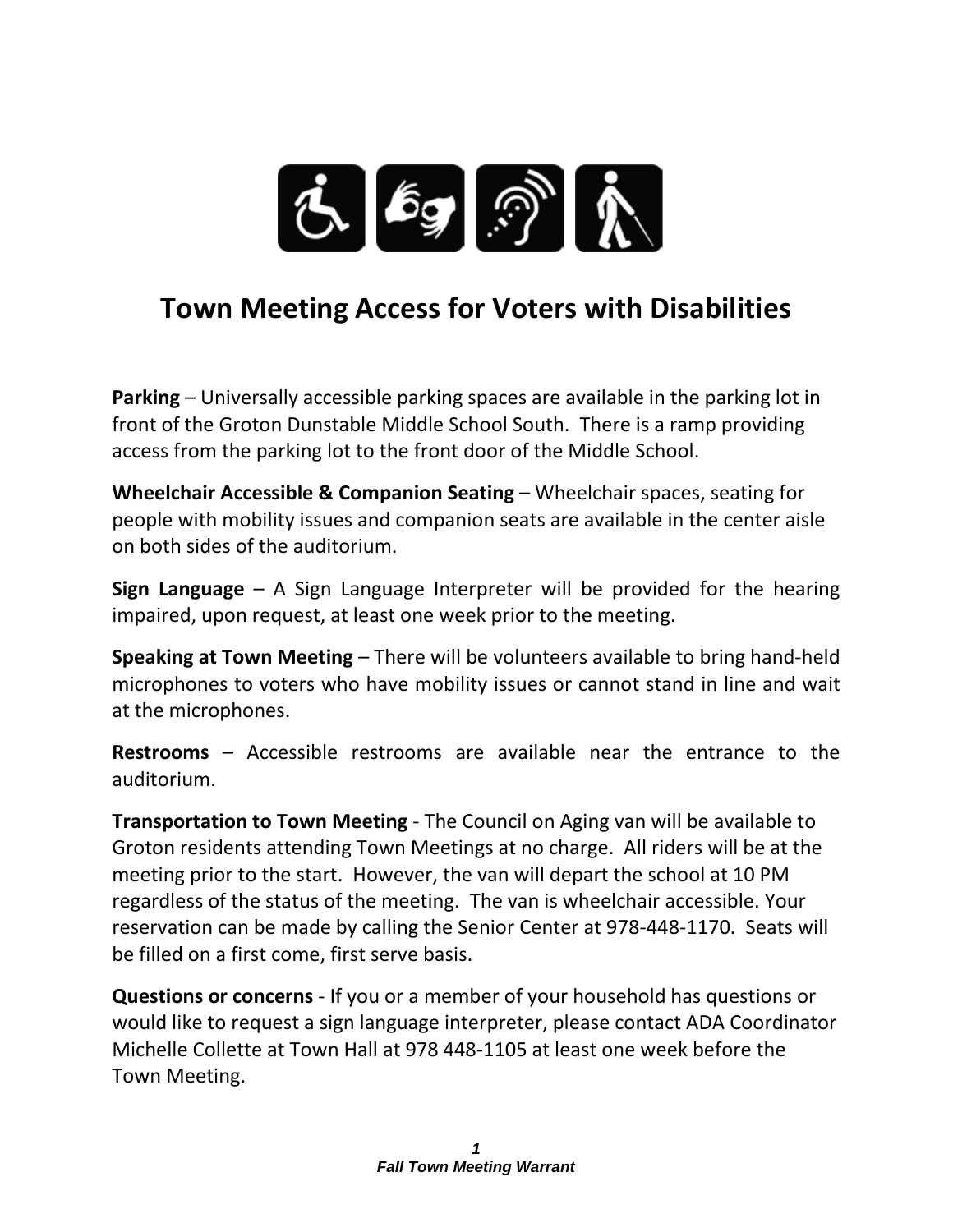# Town Meeting Access for Voters with Disabilities

**Parking** – Universally accessible parking spaces are available in the parking lot in front of the Groton Dunstable Middle School South. There is a ramp providing access from the parking lot to the front door of the Middle School.

**Wheelchair Accessible & Companion Seating** – Wheelchair spaces, seating for people with mobility issues and companion seats are available in the center aisle on both sides of the auditorium.

**Sign Language** – A Sign Language Interpreter will be provided for the hearing impaired, upon request, at least one week prior to the meeting.

**Speaking at Town Meeting** – There will be volunteers available to bring hand-held microphones to voters who have mobility issues or cannot stand in line and wait at the microphones.

**Restrooms** – Accessible restrooms are available near the entrance to the auditorium.

**Transportation to Town Meeting** - The Council on Aging van will be available to Groton residents attending Town Meetings at no charge. All riders will be at the meeting prior to the start. However, the van will depart the school at 10 PM regardless of the status of the meeting. The van is wheelchair accessible. Your reservation can be made by calling the Senior Center at 978-448-1170. Seats will be filled on a first come, first serve basis.

**Questions or concerns** - If you or a member of your household has questions or would like to request a sign language interpreter, please contact ADA Coordinator Michelle Collette at Town Hall at 978 448-1105 at least one week before the Town Meeting.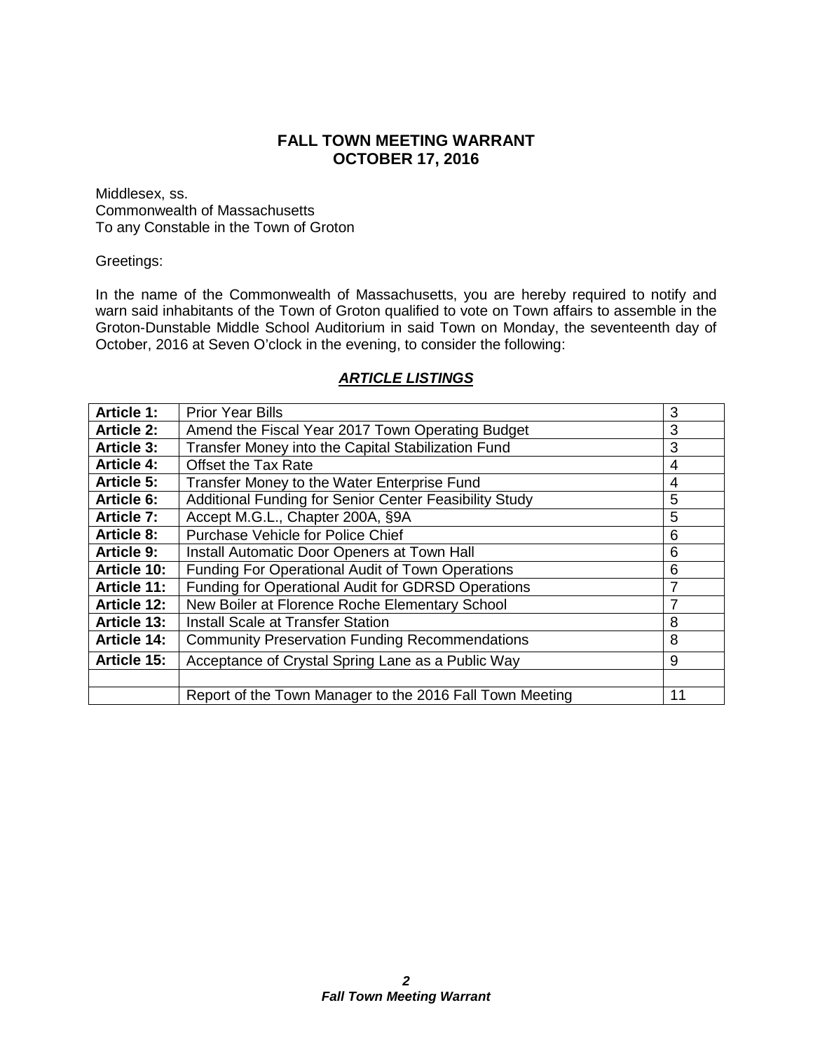# FALL TOWN MEETING WARRANT
# OCTOBER 17, 2016

Middlesex, ss.
Commonwealth of Massachusetts
To any Constable in the Town of Groton

Greetings:

In the name of the Commonwealth of Massachusetts, you are hereby required to notify and warn said inhabitants of the Town of Groton qualified to vote on Town affairs to assemble in the Groton-Dunstable Middle School Auditorium in said Town on Monday, the seventeenth day of October, 2016 at Seven O'clock in the evening, to consider the following:

## ***ARTICLE LISTINGS***

| | | |
|---|---|---|
| **Article 1:** | Prior Year Bills | 3 |
| **Article 2:** | Amend the Fiscal Year 2017 Town Operating Budget | 3 |
| **Article 3:** | Transfer Money into the Capital Stabilization Fund | 3 |
| **Article 4:** | Offset the Tax Rate | 4 |
| **Article 5:** | Transfer Money to the Water Enterprise Fund | 4 |
| **Article 6:** | Additional Funding for Senior Center Feasibility Study | 5 |
| **Article 7:** | Accept M.G.L., Chapter 200A, §9A | 5 |
| **Article 8:** | Purchase Vehicle for Police Chief | 6 |
| **Article 9:** | Install Automatic Door Openers at Town Hall | 6 |
| **Article 10:** | Funding For Operational Audit of Town Operations | 6 |
| **Article 11:** | Funding for Operational Audit for GDRSD Operations | 7 |
| **Article 12:** | New Boiler at Florence Roche Elementary School | 7 |
| **Article 13:** | Install Scale at Transfer Station | 8 |
| **Article 14:** | Community Preservation Funding Recommendations | 8 |
| **Article 15:** | Acceptance of Crystal Spring Lane as a Public Way | 9 |
| | | |
| | Report of the Town Manager to the 2016 Fall Town Meeting | 11 |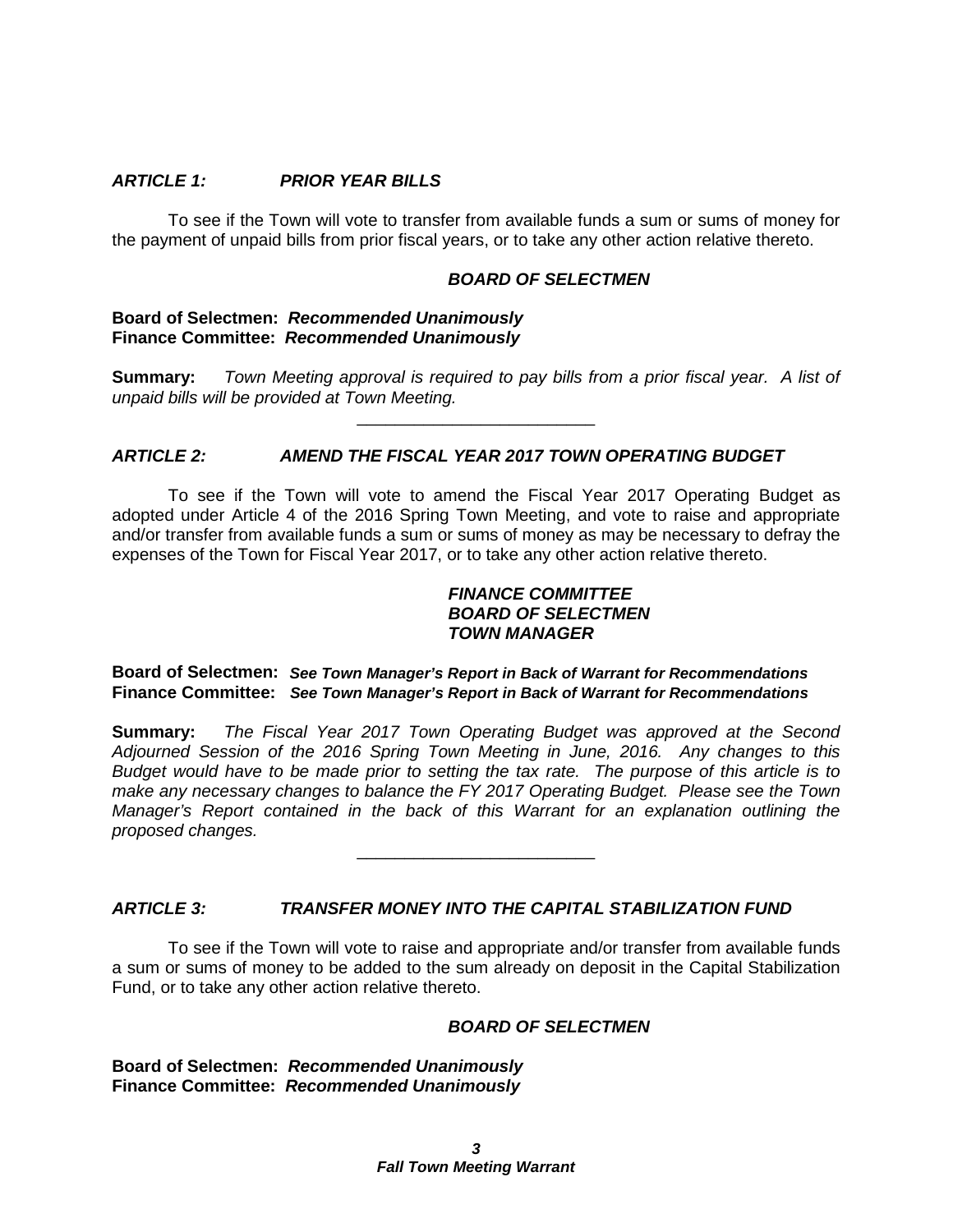### *ARTICLE 1: PRIOR YEAR BILLS*

To see if the Town will vote to transfer from available funds a sum or sums of money for the payment of unpaid bills from prior fiscal years, or to take any other action relative thereto.

***BOARD OF SELECTMEN***

**Board of Selectmen:** ***Recommended Unanimously***
**Finance Committee:** ***Recommended Unanimously***

**Summary:** *Town Meeting approval is required to pay bills from a prior fiscal year. A list of unpaid bills will be provided at Town Meeting.*

---

### *ARTICLE 2: AMEND THE FISCAL YEAR 2017 TOWN OPERATING BUDGET*

To see if the Town will vote to amend the Fiscal Year 2017 Operating Budget as adopted under Article 4 of the 2016 Spring Town Meeting, and vote to raise and appropriate and/or transfer from available funds a sum or sums of money as may be necessary to defray the expenses of the Town for Fiscal Year 2017, or to take any other action relative thereto.

***FINANCE COMMITTEE***
***BOARD OF SELECTMEN***
***TOWN MANAGER***

**Board of Selectmen:** ***See Town Manager's Report in Back of Warrant for Recommendations***
**Finance Committee:** ***See Town Manager's Report in Back of Warrant for Recommendations***

**Summary:** *The Fiscal Year 2017 Town Operating Budget was approved at the Second Adjourned Session of the 2016 Spring Town Meeting in June, 2016. Any changes to this Budget would have to be made prior to setting the tax rate. The purpose of this article is to make any necessary changes to balance the FY 2017 Operating Budget. Please see the Town Manager's Report contained in the back of this Warrant for an explanation outlining the proposed changes.*

---

### *ARTICLE 3: TRANSFER MONEY INTO THE CAPITAL STABILIZATION FUND*

To see if the Town will vote to raise and appropriate and/or transfer from available funds a sum or sums of money to be added to the sum already on deposit in the Capital Stabilization Fund, or to take any other action relative thereto.

***BOARD OF SELECTMEN***

**Board of Selectmen:** ***Recommended Unanimously***
**Finance Committee:** ***Recommended Unanimously***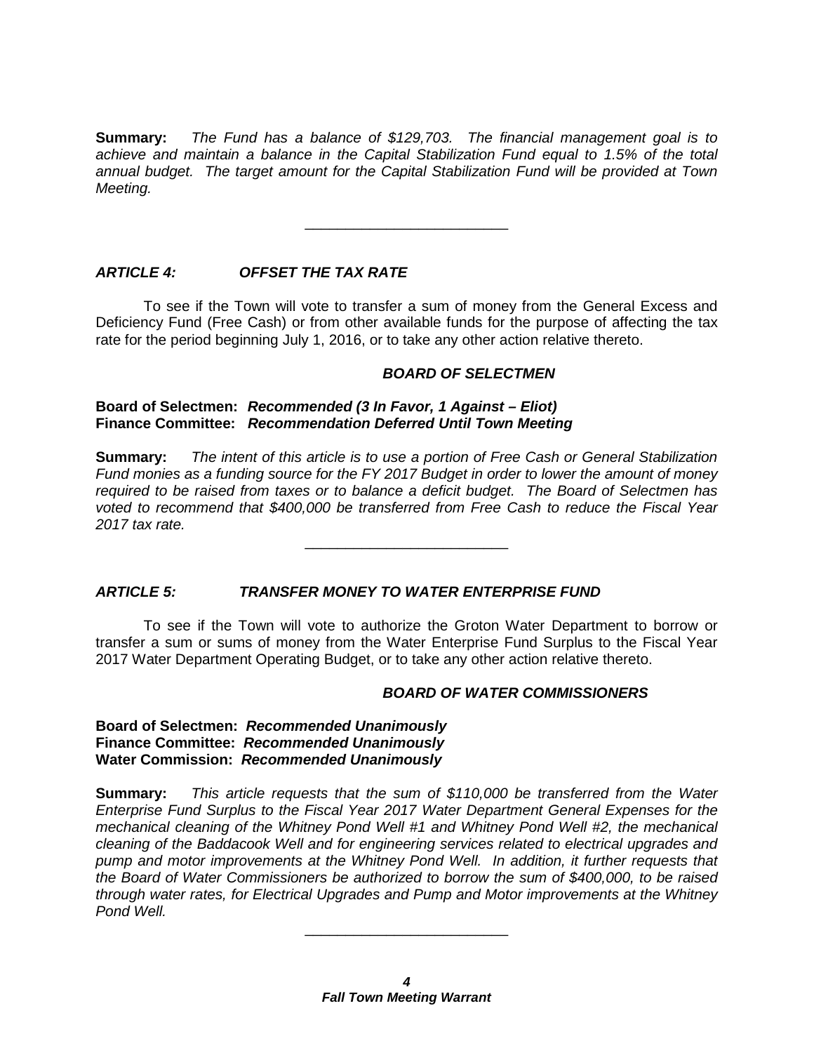**Summary:** *The Fund has a balance of $129,703. The financial management goal is to achieve and maintain a balance in the Capital Stabilization Fund equal to 1.5% of the total annual budget. The target amount for the Capital Stabilization Fund will be provided at Town Meeting.*

---

### *ARTICLE 4: OFFSET THE TAX RATE*

To see if the Town will vote to transfer a sum of money from the General Excess and Deficiency Fund (Free Cash) or from other available funds for the purpose of affecting the tax rate for the period beginning July 1, 2016, or to take any other action relative thereto.

***BOARD OF SELECTMEN***

**Board of Selectmen:** ***Recommended (3 In Favor, 1 Against – Eliot)***
**Finance Committee:** ***Recommendation Deferred Until Town Meeting***

**Summary:** *The intent of this article is to use a portion of Free Cash or General Stabilization Fund monies as a funding source for the FY 2017 Budget in order to lower the amount of money required to be raised from taxes or to balance a deficit budget. The Board of Selectmen has voted to recommend that $400,000 be transferred from Free Cash to reduce the Fiscal Year 2017 tax rate.*

---

### *ARTICLE 5: TRANSFER MONEY TO WATER ENTERPRISE FUND*

To see if the Town will vote to authorize the Groton Water Department to borrow or transfer a sum or sums of money from the Water Enterprise Fund Surplus to the Fiscal Year 2017 Water Department Operating Budget, or to take any other action relative thereto.

***BOARD OF WATER COMMISSIONERS***

**Board of Selectmen:** ***Recommended Unanimously***
**Finance Committee:** ***Recommended Unanimously***
**Water Commission:** ***Recommended Unanimously***

**Summary:** *This article requests that the sum of $110,000 be transferred from the Water Enterprise Fund Surplus to the Fiscal Year 2017 Water Department General Expenses for the mechanical cleaning of the Whitney Pond Well #1 and Whitney Pond Well #2, the mechanical cleaning of the Baddacook Well and for engineering services related to electrical upgrades and pump and motor improvements at the Whitney Pond Well. In addition, it further requests that the Board of Water Commissioners be authorized to borrow the sum of $400,000, to be raised through water rates, for Electrical Upgrades and Pump and Motor improvements at the Whitney Pond Well.*

---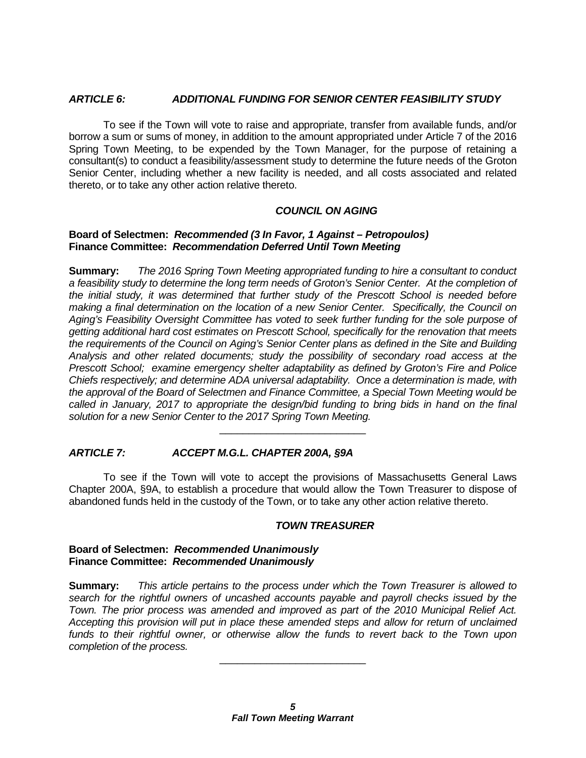### *ARTICLE 6: ADDITIONAL FUNDING FOR SENIOR CENTER FEASIBILITY STUDY*

To see if the Town will vote to raise and appropriate, transfer from available funds, and/or borrow a sum or sums of money, in addition to the amount appropriated under Article 7 of the 2016 Spring Town Meeting, to be expended by the Town Manager, for the purpose of retaining a consultant(s) to conduct a feasibility/assessment study to determine the future needs of the Groton Senior Center, including whether a new facility is needed, and all costs associated and related thereto, or to take any other action relative thereto.

***COUNCIL ON AGING***

**Board of Selectmen:** ***Recommended (3 In Favor, 1 Against – Petropoulos)***
**Finance Committee:** ***Recommendation Deferred Until Town Meeting***

**Summary:** *The 2016 Spring Town Meeting appropriated funding to hire a consultant to conduct a feasibility study to determine the long term needs of Groton's Senior Center. At the completion of the initial study, it was determined that further study of the Prescott School is needed before making a final determination on the location of a new Senior Center. Specifically, the Council on Aging's Feasibility Oversight Committee has voted to seek further funding for the sole purpose of getting additional hard cost estimates on Prescott School, specifically for the renovation that meets the requirements of the Council on Aging's Senior Center plans as defined in the Site and Building Analysis and other related documents; study the possibility of secondary road access at the Prescott School; examine emergency shelter adaptability as defined by Groton's Fire and Police Chiefs respectively; and determine ADA universal adaptability. Once a determination is made, with the approval of the Board of Selectmen and Finance Committee, a Special Town Meeting would be called in January, 2017 to appropriate the design/bid funding to bring bids in hand on the final solution for a new Senior Center to the 2017 Spring Town Meeting.*

---

### *ARTICLE 7: ACCEPT M.G.L. CHAPTER 200A, §9A*

To see if the Town will vote to accept the provisions of Massachusetts General Laws Chapter 200A, §9A, to establish a procedure that would allow the Town Treasurer to dispose of abandoned funds held in the custody of the Town, or to take any other action relative thereto.

***TOWN TREASURER***

**Board of Selectmen:** ***Recommended Unanimously***
**Finance Committee:** ***Recommended Unanimously***

**Summary:** *This article pertains to the process under which the Town Treasurer is allowed to search for the rightful owners of uncashed accounts payable and payroll checks issued by the Town. The prior process was amended and improved as part of the 2010 Municipal Relief Act. Accepting this provision will put in place these amended steps and allow for return of unclaimed funds to their rightful owner, or otherwise allow the funds to revert back to the Town upon completion of the process.*

---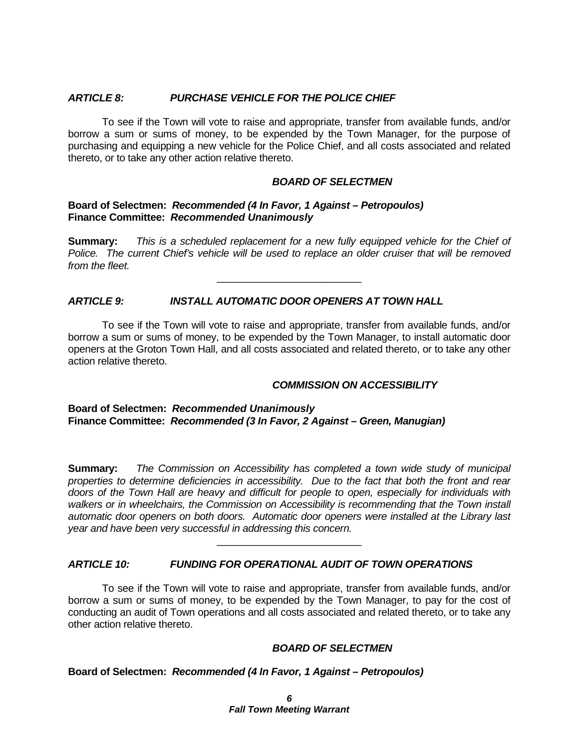### *ARTICLE 8: PURCHASE VEHICLE FOR THE POLICE CHIEF*

To see if the Town will vote to raise and appropriate, transfer from available funds, and/or borrow a sum or sums of money, to be expended by the Town Manager, for the purpose of purchasing and equipping a new vehicle for the Police Chief, and all costs associated and related thereto, or to take any other action relative thereto.

***BOARD OF SELECTMEN***

**Board of Selectmen:** ***Recommended (4 In Favor, 1 Against – Petropoulos)***
**Finance Committee:** ***Recommended Unanimously***

**Summary:** *This is a scheduled replacement for a new fully equipped vehicle for the Chief of Police. The current Chief's vehicle will be used to replace an older cruiser that will be removed from the fleet.*

---

### *ARTICLE 9: INSTALL AUTOMATIC DOOR OPENERS AT TOWN HALL*

To see if the Town will vote to raise and appropriate, transfer from available funds, and/or borrow a sum or sums of money, to be expended by the Town Manager, to install automatic door openers at the Groton Town Hall, and all costs associated and related thereto, or to take any other action relative thereto.

***COMMISSION ON ACCESSIBILITY***

**Board of Selectmen:** ***Recommended Unanimously***
**Finance Committee:** ***Recommended (3 In Favor, 2 Against – Green, Manugian)***

**Summary:** *The Commission on Accessibility has completed a town wide study of municipal properties to determine deficiencies in accessibility. Due to the fact that both the front and rear doors of the Town Hall are heavy and difficult for people to open, especially for individuals with walkers or in wheelchairs, the Commission on Accessibility is recommending that the Town install automatic door openers on both doors. Automatic door openers were installed at the Library last year and have been very successful in addressing this concern.*

---

### *ARTICLE 10: FUNDING FOR OPERATIONAL AUDIT OF TOWN OPERATIONS*

To see if the Town will vote to raise and appropriate, transfer from available funds, and/or borrow a sum or sums of money, to be expended by the Town Manager, to pay for the cost of conducting an audit of Town operations and all costs associated and related thereto, or to take any other action relative thereto.

***BOARD OF SELECTMEN***

**Board of Selectmen:** ***Recommended (4 In Favor, 1 Against – Petropoulos)***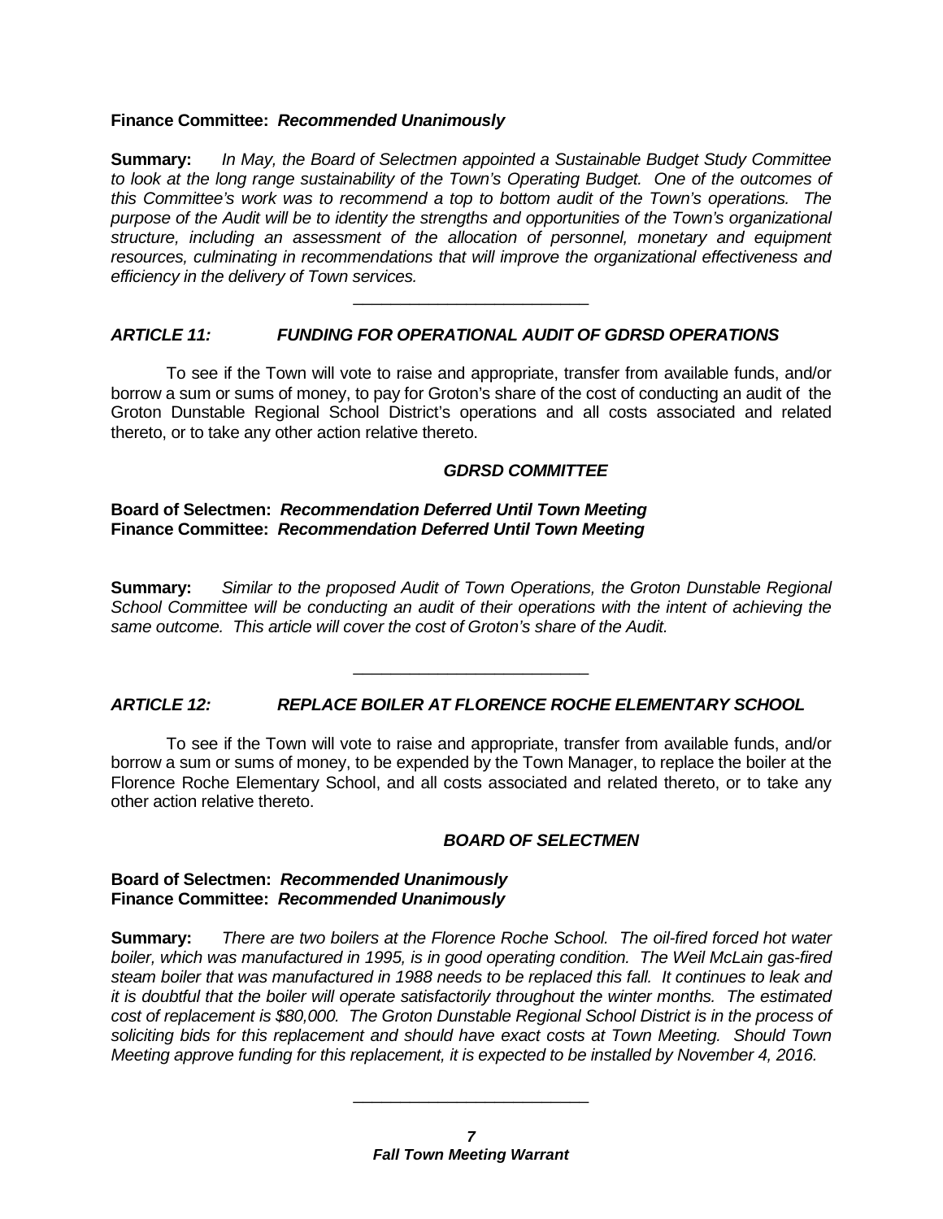**Finance Committee:** ***Recommended Unanimously***

**Summary:** *In May, the Board of Selectmen appointed a Sustainable Budget Study Committee to look at the long range sustainability of the Town's Operating Budget. One of the outcomes of this Committee's work was to recommend a top to bottom audit of the Town's operations. The purpose of the Audit will be to identity the strengths and opportunities of the Town's organizational structure, including an assessment of the allocation of personnel, monetary and equipment resources, culminating in recommendations that will improve the organizational effectiveness and efficiency in the delivery of Town services.*

---

### *ARTICLE 11: FUNDING FOR OPERATIONAL AUDIT OF GDRSD OPERATIONS*

To see if the Town will vote to raise and appropriate, transfer from available funds, and/or borrow a sum or sums of money, to pay for Groton's share of the cost of conducting an audit of the Groton Dunstable Regional School District's operations and all costs associated and related thereto, or to take any other action relative thereto.

***GDRSD COMMITTEE***

**Board of Selectmen:** ***Recommendation Deferred Until Town Meeting***
**Finance Committee:** ***Recommendation Deferred Until Town Meeting***

**Summary:** *Similar to the proposed Audit of Town Operations, the Groton Dunstable Regional School Committee will be conducting an audit of their operations with the intent of achieving the same outcome. This article will cover the cost of Groton's share of the Audit.*

---

### *ARTICLE 12: REPLACE BOILER AT FLORENCE ROCHE ELEMENTARY SCHOOL*

To see if the Town will vote to raise and appropriate, transfer from available funds, and/or borrow a sum or sums of money, to be expended by the Town Manager, to replace the boiler at the Florence Roche Elementary School, and all costs associated and related thereto, or to take any other action relative thereto.

***BOARD OF SELECTMEN***

**Board of Selectmen:** ***Recommended Unanimously***
**Finance Committee:** ***Recommended Unanimously***

**Summary:** *There are two boilers at the Florence Roche School. The oil-fired forced hot water boiler, which was manufactured in 1995, is in good operating condition. The Weil McLain gas-fired steam boiler that was manufactured in 1988 needs to be replaced this fall. It continues to leak and it is doubtful that the boiler will operate satisfactorily throughout the winter months. The estimated cost of replacement is $80,000. The Groton Dunstable Regional School District is in the process of soliciting bids for this replacement and should have exact costs at Town Meeting. Should Town Meeting approve funding for this replacement, it is expected to be installed by November 4, 2016.*

---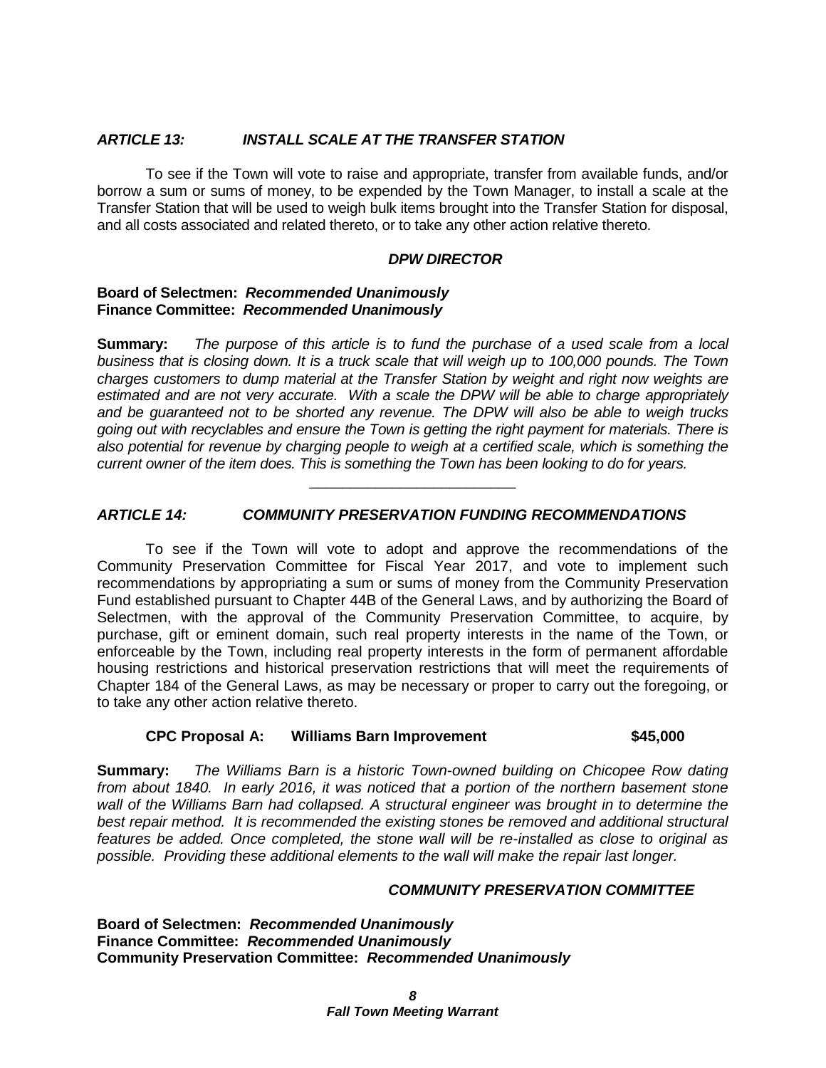### *ARTICLE 13: INSTALL SCALE AT THE TRANSFER STATION*

To see if the Town will vote to raise and appropriate, transfer from available funds, and/or borrow a sum or sums of money, to be expended by the Town Manager, to install a scale at the Transfer Station that will be used to weigh bulk items brought into the Transfer Station for disposal, and all costs associated and related thereto, or to take any other action relative thereto.

***DPW DIRECTOR***

**Board of Selectmen:** ***Recommended Unanimously***
**Finance Committee:** ***Recommended Unanimously***

**Summary:** *The purpose of this article is to fund the purchase of a used scale from a local business that is closing down. It is a truck scale that will weigh up to 100,000 pounds. The Town charges customers to dump material at the Transfer Station by weight and right now weights are estimated and are not very accurate. With a scale the DPW will be able to charge appropriately and be guaranteed not to be shorted any revenue. The DPW will also be able to weigh trucks going out with recyclables and ensure the Town is getting the right payment for materials. There is also potential for revenue by charging people to weigh at a certified scale, which is something the current owner of the item does. This is something the Town has been looking to do for years.*

---

### *ARTICLE 14: COMMUNITY PRESERVATION FUNDING RECOMMENDATIONS*

To see if the Town will vote to adopt and approve the recommendations of the Community Preservation Committee for Fiscal Year 2017, and vote to implement such recommendations by appropriating a sum or sums of money from the Community Preservation Fund established pursuant to Chapter 44B of the General Laws, and by authorizing the Board of Selectmen, with the approval of the Community Preservation Committee, to acquire, by purchase, gift or eminent domain, such real property interests in the name of the Town, or enforceable by the Town, including real property interests in the form of permanent affordable housing restrictions and historical preservation restrictions that will meet the requirements of Chapter 184 of the General Laws, as may be necessary or proper to carry out the foregoing, or to take any other action relative thereto.

**CPC Proposal A: Williams Barn Improvement $45,000**

**Summary:** *The Williams Barn is a historic Town-owned building on Chicopee Row dating from about 1840. In early 2016, it was noticed that a portion of the northern basement stone wall of the Williams Barn had collapsed. A structural engineer was brought in to determine the best repair method. It is recommended the existing stones be removed and additional structural features be added. Once completed, the stone wall will be re-installed as close to original as possible. Providing these additional elements to the wall will make the repair last longer.*

***COMMUNITY PRESERVATION COMMITTEE***

**Board of Selectmen:** ***Recommended Unanimously***
**Finance Committee:** ***Recommended Unanimously***
**Community Preservation Committee:** ***Recommended Unanimously***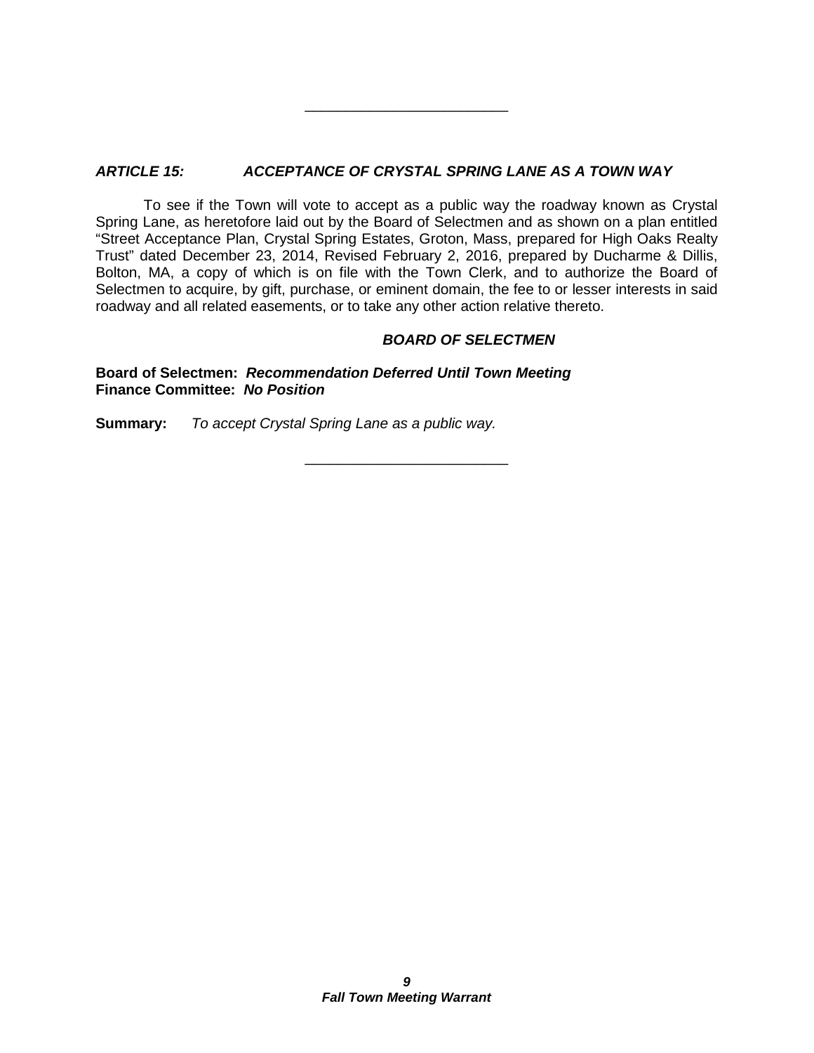---

### *ARTICLE 15: ACCEPTANCE OF CRYSTAL SPRING LANE AS A TOWN WAY*

To see if the Town will vote to accept as a public way the roadway known as Crystal Spring Lane, as heretofore laid out by the Board of Selectmen and as shown on a plan entitled "Street Acceptance Plan, Crystal Spring Estates, Groton, Mass, prepared for High Oaks Realty Trust" dated December 23, 2014, Revised February 2, 2016, prepared by Ducharme & Dillis, Bolton, MA, a copy of which is on file with the Town Clerk, and to authorize the Board of Selectmen to acquire, by gift, purchase, or eminent domain, the fee to or lesser interests in said roadway and all related easements, or to take any other action relative thereto.

***BOARD OF SELECTMEN***

**Board of Selectmen:** ***Recommendation Deferred Until Town Meeting***
**Finance Committee:** ***No Position***

**Summary:** *To accept Crystal Spring Lane as a public way.*

---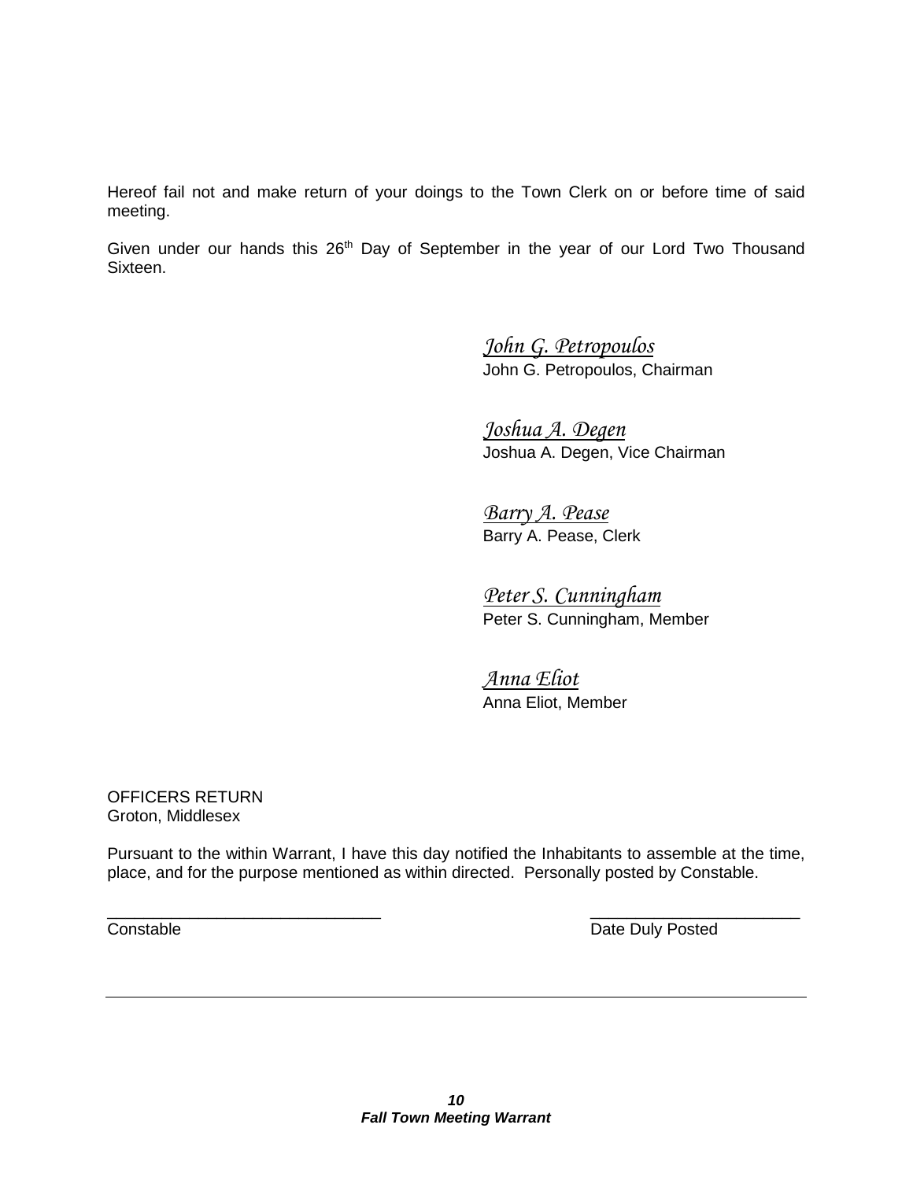Hereof fail not and make return of your doings to the Town Clerk on or before time of said meeting.

Given under our hands this 26th Day of September in the year of our Lord Two Thousand Sixteen.

*John G. Petropoulos*
John G. Petropoulos, Chairman

*Joshua A. Degen*
Joshua A. Degen, Vice Chairman

*Barry A. Pease*
Barry A. Pease, Clerk

*Peter S. Cunningham*
Peter S. Cunningham, Member

*Anna Eliot*
Anna Eliot, Member

OFFICERS RETURN
Groton, Middlesex

Pursuant to the within Warrant, I have this day notified the Inhabitants to assemble at the time, place, and for the purpose mentioned as within directed. Personally posted by Constable.

______________________________ ______________________
Constable Date Duly Posted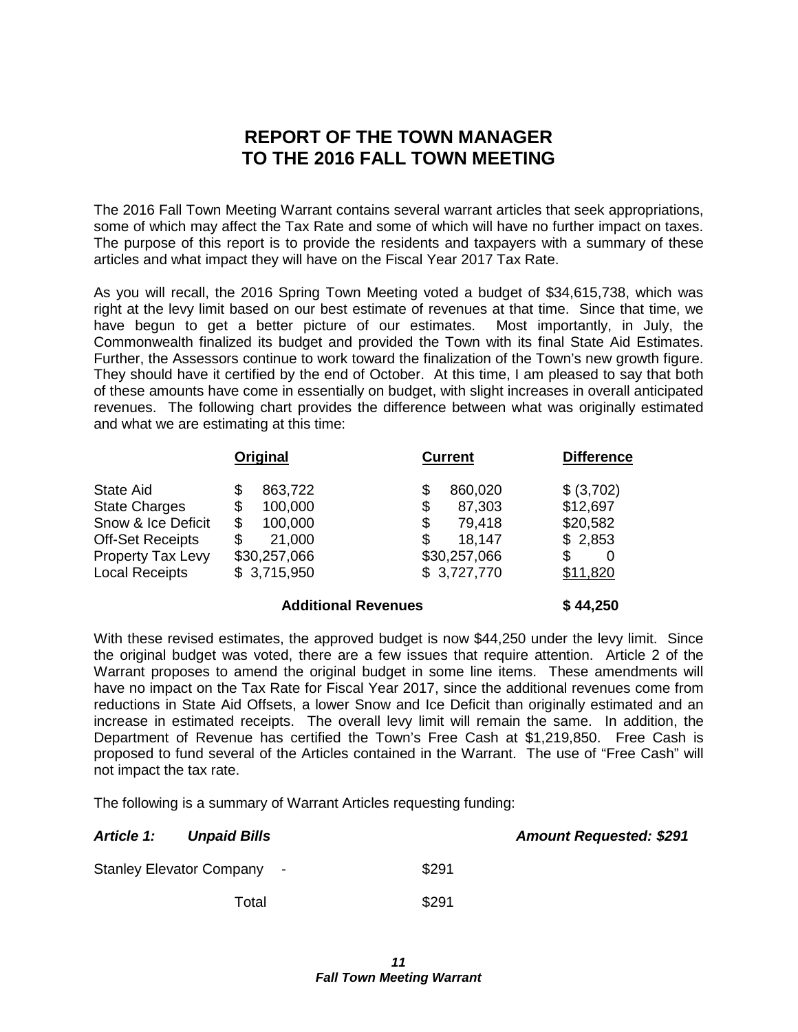# REPORT OF THE TOWN MANAGER TO THE 2016 FALL TOWN MEETING

The 2016 Fall Town Meeting Warrant contains several warrant articles that seek appropriations, some of which may affect the Tax Rate and some of which will have no further impact on taxes. The purpose of this report is to provide the residents and taxpayers with a summary of these articles and what impact they will have on the Fiscal Year 2017 Tax Rate.

As you will recall, the 2016 Spring Town Meeting voted a budget of $34,615,738, which was right at the levy limit based on our best estimate of revenues at that time. Since that time, we have begun to get a better picture of our estimates. Most importantly, in July, the Commonwealth finalized its budget and provided the Town with its final State Aid Estimates. Further, the Assessors continue to work toward the finalization of the Town's new growth figure. They should have it certified by the end of October. At this time, I am pleased to say that both of these amounts have come in essentially on budget, with slight increases in overall anticipated revenues. The following chart provides the difference between what was originally estimated and what we are estimating at this time:

| | Original | Current | Difference |
|---|---|---|---|
| State Aid | $ 863,722 | $ 860,020 | $ (3,702) |
| State Charges | $ 100,000 | $ 87,303 | $12,697 |
| Snow & Ice Deficit | $ 100,000 | $ 79,418 | $20,582 |
| Off-Set Receipts | $ 21,000 | $ 18,147 | $ 2,853 |
| Property Tax Levy | $30,257,066 | $30,257,066 | $ 0 |
| Local Receipts | $ 3,715,950 | $ 3,727,770 | $11,820 |
| | **Additional Revenues** | | **$ 44,250** |

With these revised estimates, the approved budget is now $44,250 under the levy limit. Since the original budget was voted, there are a few issues that require attention. Article 2 of the Warrant proposes to amend the original budget in some line items. These amendments will have no impact on the Tax Rate for Fiscal Year 2017, since the additional revenues come from reductions in State Aid Offsets, a lower Snow and Ice Deficit than originally estimated and an increase in estimated receipts. The overall levy limit will remain the same. In addition, the Department of Revenue has certified the Town's Free Cash at $1,219,850. Free Cash is proposed to fund several of the Articles contained in the Warrant. The use of "Free Cash" will not impact the tax rate.

The following is a summary of Warrant Articles requesting funding:

***Article 1: Unpaid Bills*** ***Amount Requested: $291***

| | |
|---|---|
| Stanley Elevator Company - | $291 |
| Total | $291 |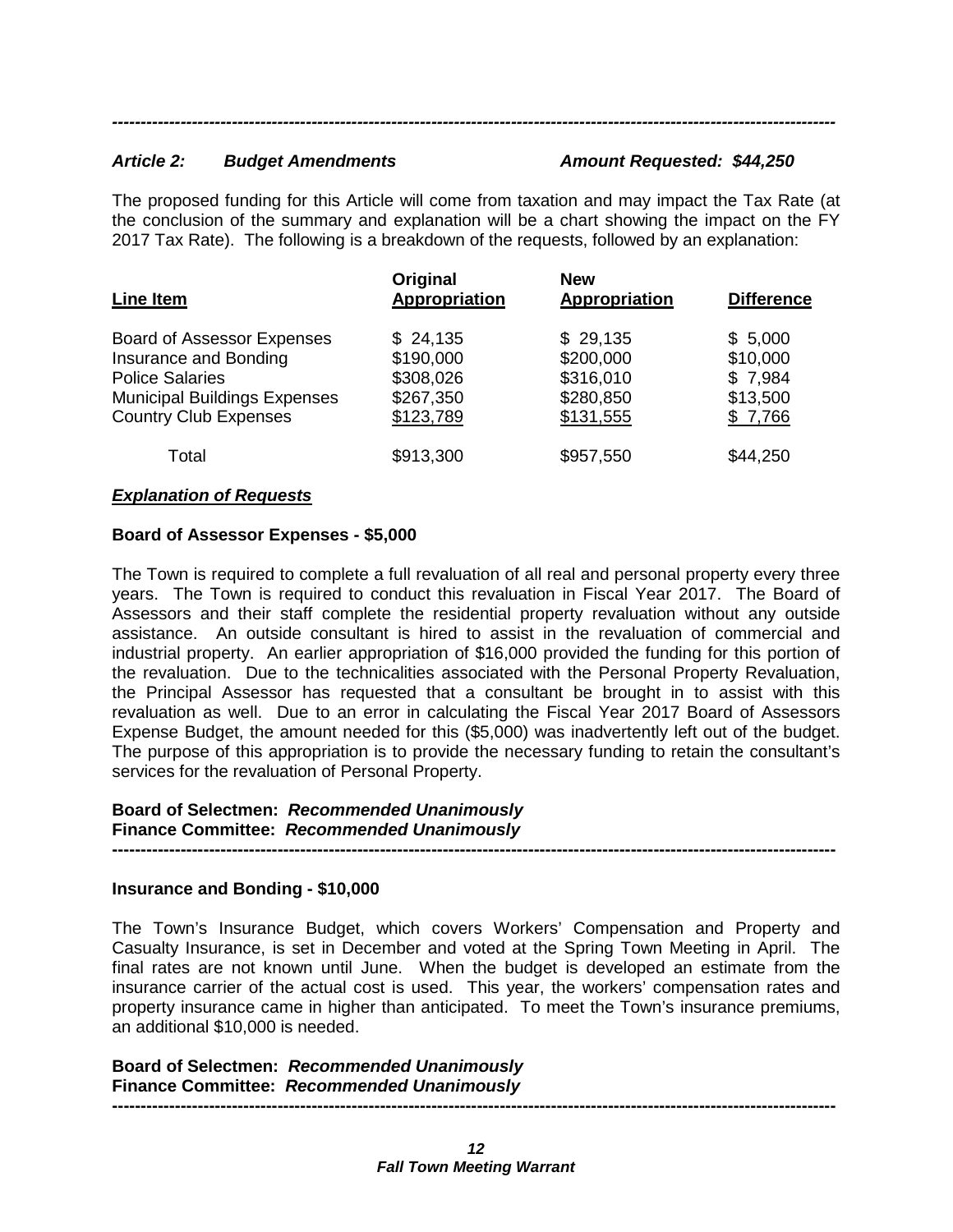---

***Article 2: Budget Amendments*** ***Amount Requested: $44,250***

The proposed funding for this Article will come from taxation and may impact the Tax Rate (at the conclusion of the summary and explanation will be a chart showing the impact on the FY 2017 Tax Rate). The following is a breakdown of the requests, followed by an explanation:

| Line Item | Original Appropriation | New Appropriation | Difference |
|---|---|---|---|
| Board of Assessor Expenses | $ 24,135 | $ 29,135 | $ 5,000 |
| Insurance and Bonding | $190,000 | $200,000 | $10,000 |
| Police Salaries | $308,026 | $316,010 | $ 7,984 |
| Municipal Buildings Expenses | $267,350 | $280,850 | $13,500 |
| Country Club Expenses | $123,789 | $131,555 | $ 7,766 |
| Total | $913,300 | $957,550 | $44,250 |

***Explanation of Requests***

**Board of Assessor Expenses - $5,000**

The Town is required to complete a full revaluation of all real and personal property every three years. The Town is required to conduct this revaluation in Fiscal Year 2017. The Board of Assessors and their staff complete the residential property revaluation without any outside assistance. An outside consultant is hired to assist in the revaluation of commercial and industrial property. An earlier appropriation of $16,000 provided the funding for this portion of the revaluation. Due to the technicalities associated with the Personal Property Revaluation, the Principal Assessor has requested that a consultant be brought in to assist with this revaluation as well. Due to an error in calculating the Fiscal Year 2017 Board of Assessors Expense Budget, the amount needed for this ($5,000) was inadvertently left out of the budget. The purpose of this appropriation is to provide the necessary funding to retain the consultant's services for the revaluation of Personal Property.

**Board of Selectmen: *Recommended Unanimously***
**Finance Committee: *Recommended Unanimously***

---

**Insurance and Bonding - $10,000**

The Town's Insurance Budget, which covers Workers' Compensation and Property and Casualty Insurance, is set in December and voted at the Spring Town Meeting in April. The final rates are not known until June. When the budget is developed an estimate from the insurance carrier of the actual cost is used. This year, the workers' compensation rates and property insurance came in higher than anticipated. To meet the Town's insurance premiums, an additional $10,000 is needed.

**Board of Selectmen: *Recommended Unanimously***
**Finance Committee: *Recommended Unanimously***

---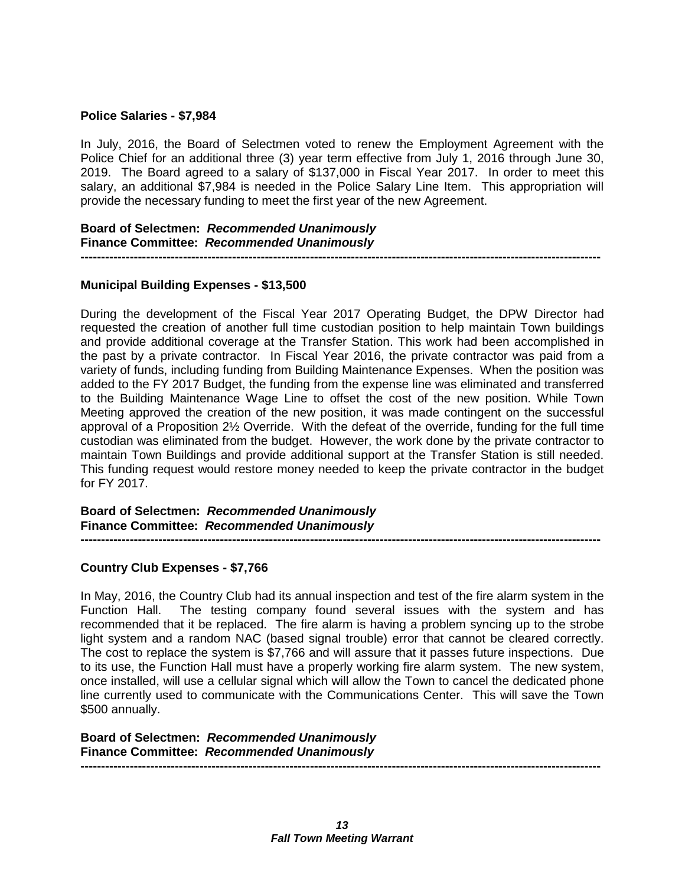**Police Salaries - $7,984**

In July, 2016, the Board of Selectmen voted to renew the Employment Agreement with the Police Chief for an additional three (3) year term effective from July 1, 2016 through June 30, 2019. The Board agreed to a salary of $137,000 in Fiscal Year 2017. In order to meet this salary, an additional $7,984 is needed in the Police Salary Line Item. This appropriation will provide the necessary funding to meet the first year of the new Agreement.

**Board of Selectmen: *Recommended Unanimously***
**Finance Committee: *Recommended Unanimously***

---

**Municipal Building Expenses - $13,500**

During the development of the Fiscal Year 2017 Operating Budget, the DPW Director had requested the creation of another full time custodian position to help maintain Town buildings and provide additional coverage at the Transfer Station. This work had been accomplished in the past by a private contractor. In Fiscal Year 2016, the private contractor was paid from a variety of funds, including funding from Building Maintenance Expenses. When the position was added to the FY 2017 Budget, the funding from the expense line was eliminated and transferred to the Building Maintenance Wage Line to offset the cost of the new position. While Town Meeting approved the creation of the new position, it was made contingent on the successful approval of a Proposition 2½ Override. With the defeat of the override, funding for the full time custodian was eliminated from the budget. However, the work done by the private contractor to maintain Town Buildings and provide additional support at the Transfer Station is still needed. This funding request would restore money needed to keep the private contractor in the budget for FY 2017.

**Board of Selectmen: *Recommended Unanimously***
**Finance Committee: *Recommended Unanimously***

---

**Country Club Expenses - $7,766**

In May, 2016, the Country Club had its annual inspection and test of the fire alarm system in the Function Hall. The testing company found several issues with the system and has recommended that it be replaced. The fire alarm is having a problem syncing up to the strobe light system and a random NAC (based signal trouble) error that cannot be cleared correctly. The cost to replace the system is $7,766 and will assure that it passes future inspections. Due to its use, the Function Hall must have a properly working fire alarm system. The new system, once installed, will use a cellular signal which will allow the Town to cancel the dedicated phone line currently used to communicate with the Communications Center. This will save the Town $500 annually.

**Board of Selectmen: *Recommended Unanimously***
**Finance Committee: *Recommended Unanimously***

---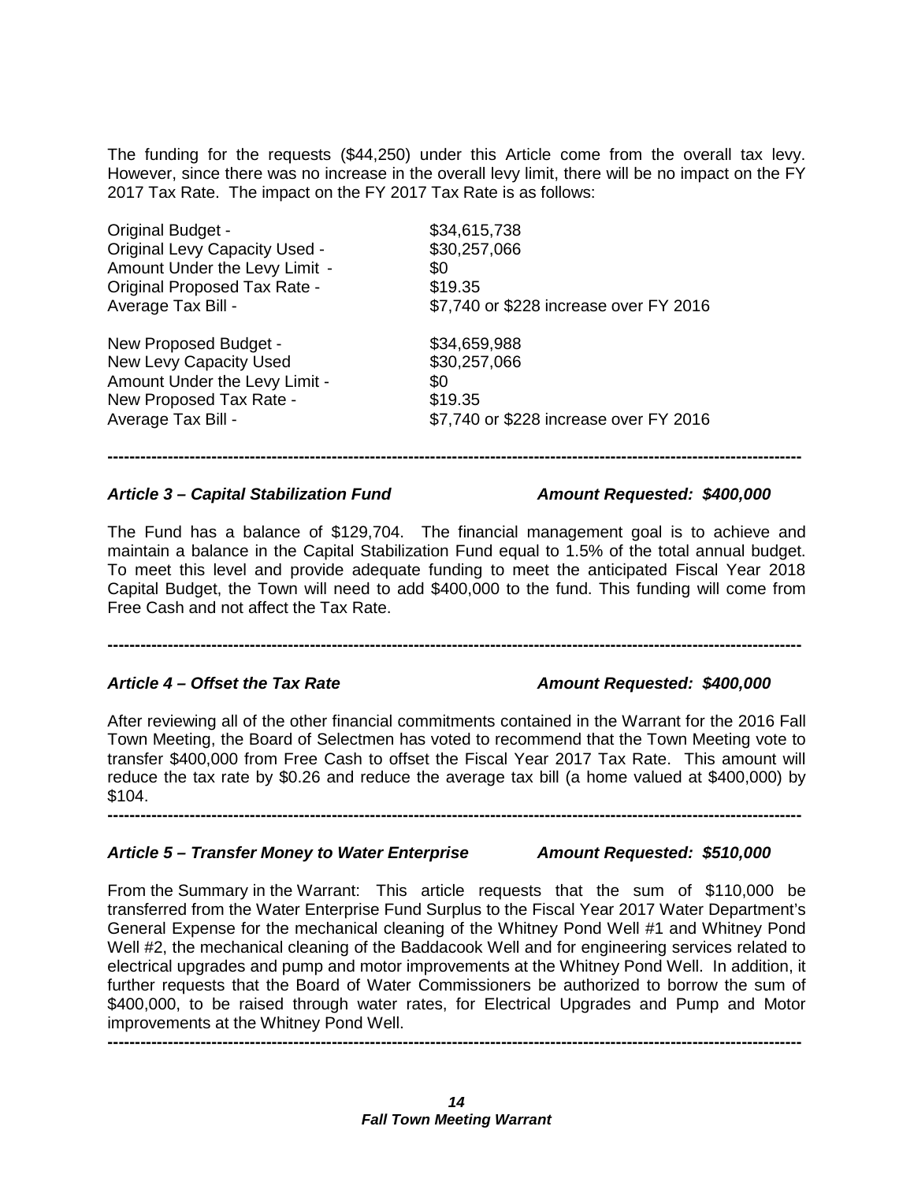The funding for the requests ($44,250) under this Article come from the overall tax levy. However, since there was no increase in the overall levy limit, there will be no impact on the FY 2017 Tax Rate. The impact on the FY 2017 Tax Rate is as follows:

| | |
|---|---|
| Original Budget - | $34,615,738 |
| Original Levy Capacity Used - | $30,257,066 |
| Amount Under the Levy Limit - | $0 |
| Original Proposed Tax Rate - | $19.35 |
| Average Tax Bill - | $7,740 or $228 increase over FY 2016 |
| | |
| New Proposed Budget - | $34,659,988 |
| New Levy Capacity Used | $30,257,066 |
| Amount Under the Levy Limit - | $0 |
| New Proposed Tax Rate - | $19.35 |
| Average Tax Bill - | $7,740 or $228 increase over FY 2016 |

---

***Article 3 – Capital Stabilization Fund*** ***Amount Requested: $400,000***

The Fund has a balance of $129,704. The financial management goal is to achieve and maintain a balance in the Capital Stabilization Fund equal to 1.5% of the total annual budget. To meet this level and provide adequate funding to meet the anticipated Fiscal Year 2018 Capital Budget, the Town will need to add $400,000 to the fund. This funding will come from Free Cash and not affect the Tax Rate.

---

***Article 4 – Offset the Tax Rate*** ***Amount Requested: $400,000***

After reviewing all of the other financial commitments contained in the Warrant for the 2016 Fall Town Meeting, the Board of Selectmen has voted to recommend that the Town Meeting vote to transfer $400,000 from Free Cash to offset the Fiscal Year 2017 Tax Rate. This amount will reduce the tax rate by $0.26 and reduce the average tax bill (a home valued at $400,000) by $104.

---

***Article 5 – Transfer Money to Water Enterprise*** ***Amount Requested: $510,000***

From the Summary in the Warrant: This article requests that the sum of $110,000 be transferred from the Water Enterprise Fund Surplus to the Fiscal Year 2017 Water Department's General Expense for the mechanical cleaning of the Whitney Pond Well #1 and Whitney Pond Well #2, the mechanical cleaning of the Baddacook Well and for engineering services related to electrical upgrades and pump and motor improvements at the Whitney Pond Well. In addition, it further requests that the Board of Water Commissioners be authorized to borrow the sum of $400,000, to be raised through water rates, for Electrical Upgrades and Pump and Motor improvements at the Whitney Pond Well.

---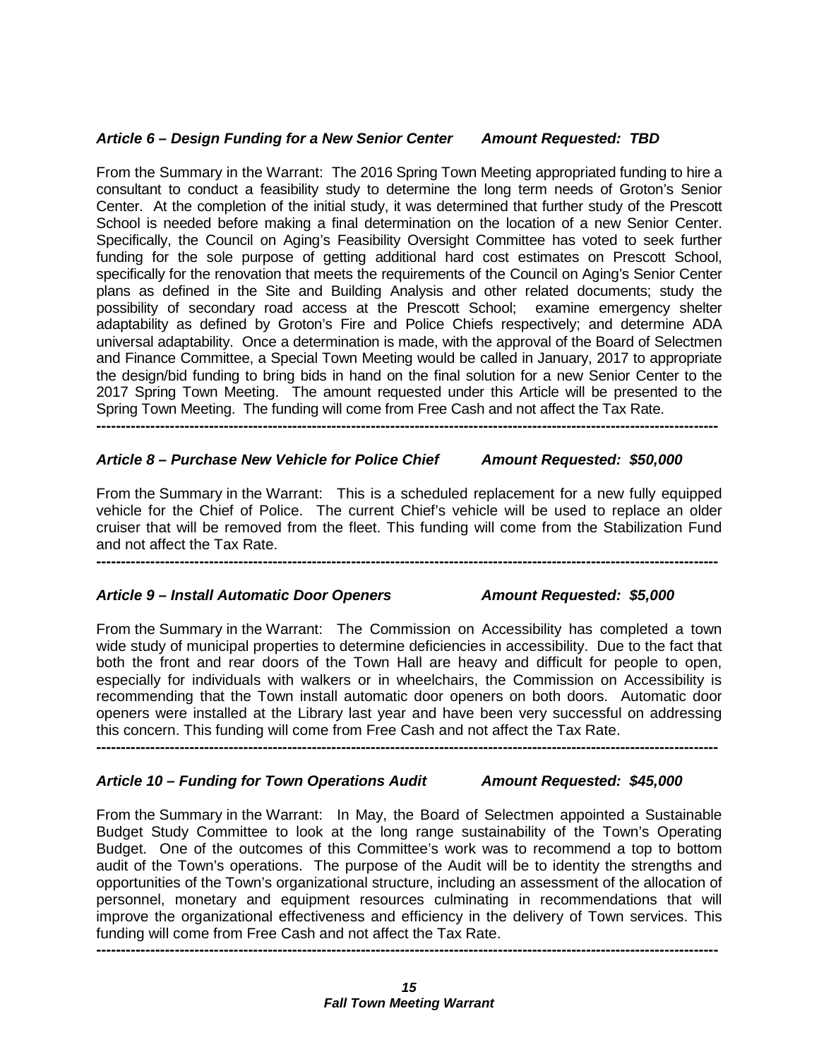***Article 6 – Design Funding for a New Senior Center      Amount Requested: TBD***

From the Summary in the Warrant: The 2016 Spring Town Meeting appropriated funding to hire a consultant to conduct a feasibility study to determine the long term needs of Groton's Senior Center. At the completion of the initial study, it was determined that further study of the Prescott School is needed before making a final determination on the location of a new Senior Center. Specifically, the Council on Aging's Feasibility Oversight Committee has voted to seek further funding for the sole purpose of getting additional hard cost estimates on Prescott School, specifically for the renovation that meets the requirements of the Council on Aging's Senior Center plans as defined in the Site and Building Analysis and other related documents; study the possibility of secondary road access at the Prescott School; examine emergency shelter adaptability as defined by Groton's Fire and Police Chiefs respectively; and determine ADA universal adaptability. Once a determination is made, with the approval of the Board of Selectmen and Finance Committee, a Special Town Meeting would be called in January, 2017 to appropriate the design/bid funding to bring bids in hand on the final solution for a new Senior Center to the 2017 Spring Town Meeting. The amount requested under this Article will be presented to the Spring Town Meeting. The funding will come from Free Cash and not affect the Tax Rate.

---

***Article 8 – Purchase New Vehicle for Police Chief      Amount Requested: $50,000***

From the Summary in the Warrant: This is a scheduled replacement for a new fully equipped vehicle for the Chief of Police. The current Chief's vehicle will be used to replace an older cruiser that will be removed from the fleet. This funding will come from the Stabilization Fund and not affect the Tax Rate.

---

***Article 9 – Install Automatic Door Openers      Amount Requested: $5,000***

From the Summary in the Warrant: The Commission on Accessibility has completed a town wide study of municipal properties to determine deficiencies in accessibility. Due to the fact that both the front and rear doors of the Town Hall are heavy and difficult for people to open, especially for individuals with walkers or in wheelchairs, the Commission on Accessibility is recommending that the Town install automatic door openers on both doors. Automatic door openers were installed at the Library last year and have been very successful on addressing this concern. This funding will come from Free Cash and not affect the Tax Rate.

---

***Article 10 – Funding for Town Operations Audit      Amount Requested: $45,000***

From the Summary in the Warrant: In May, the Board of Selectmen appointed a Sustainable Budget Study Committee to look at the long range sustainability of the Town's Operating Budget. One of the outcomes of this Committee's work was to recommend a top to bottom audit of the Town's operations. The purpose of the Audit will be to identity the strengths and opportunities of the Town's organizational structure, including an assessment of the allocation of personnel, monetary and equipment resources culminating in recommendations that will improve the organizational effectiveness and efficiency in the delivery of Town services. This funding will come from Free Cash and not affect the Tax Rate.

---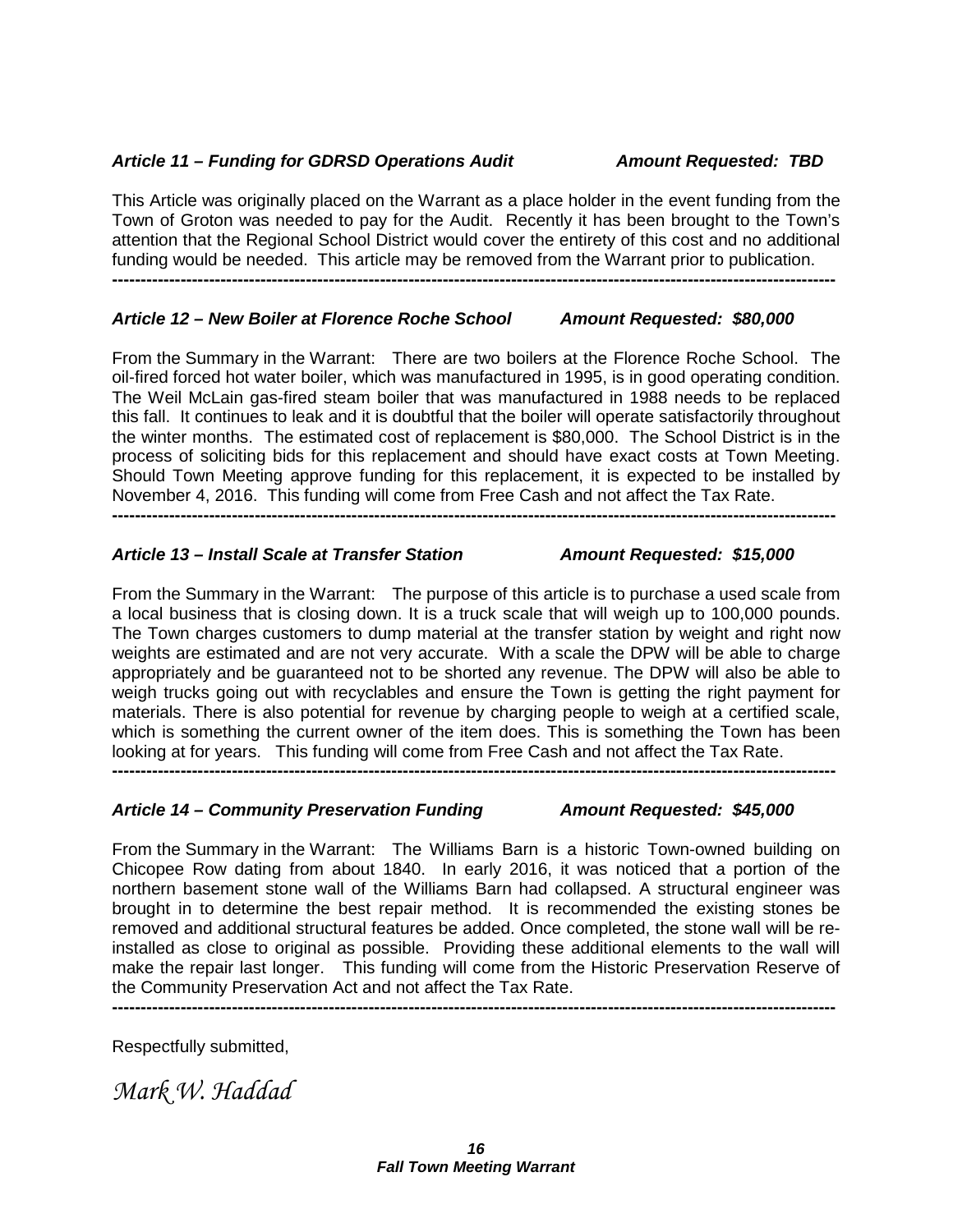***Article 11 – Funding for GDRSD Operations Audit*** ***Amount Requested: TBD***

This Article was originally placed on the Warrant as a place holder in the event funding from the Town of Groton was needed to pay for the Audit. Recently it has been brought to the Town's attention that the Regional School District would cover the entirety of this cost and no additional funding would be needed. This article may be removed from the Warrant prior to publication.

---

***Article 12 – New Boiler at Florence Roche School*** ***Amount Requested: $80,000***

From the Summary in the Warrant: There are two boilers at the Florence Roche School. The oil-fired forced hot water boiler, which was manufactured in 1995, is in good operating condition. The Weil McLain gas-fired steam boiler that was manufactured in 1988 needs to be replaced this fall. It continues to leak and it is doubtful that the boiler will operate satisfactorily throughout the winter months. The estimated cost of replacement is $80,000. The School District is in the process of soliciting bids for this replacement and should have exact costs at Town Meeting. Should Town Meeting approve funding for this replacement, it is expected to be installed by November 4, 2016. This funding will come from Free Cash and not affect the Tax Rate.

---

***Article 13 – Install Scale at Transfer Station*** ***Amount Requested: $15,000***

From the Summary in the Warrant: The purpose of this article is to purchase a used scale from a local business that is closing down. It is a truck scale that will weigh up to 100,000 pounds. The Town charges customers to dump material at the transfer station by weight and right now weights are estimated and are not very accurate. With a scale the DPW will be able to charge appropriately and be guaranteed not to be shorted any revenue. The DPW will also be able to weigh trucks going out with recyclables and ensure the Town is getting the right payment for materials. There is also potential for revenue by charging people to weigh at a certified scale, which is something the current owner of the item does. This is something the Town has been looking at for years. This funding will come from Free Cash and not affect the Tax Rate.

---

***Article 14 – Community Preservation Funding*** ***Amount Requested: $45,000***

From the Summary in the Warrant: The Williams Barn is a historic Town-owned building on Chicopee Row dating from about 1840. In early 2016, it was noticed that a portion of the northern basement stone wall of the Williams Barn had collapsed. A structural engineer was brought in to determine the best repair method. It is recommended the existing stones be removed and additional structural features be added. Once completed, the stone wall will be re-installed as close to original as possible. Providing these additional elements to the wall will make the repair last longer. This funding will come from the Historic Preservation Reserve of the Community Preservation Act and not affect the Tax Rate.

---

Respectfully submitted,

*Mark W. Haddad*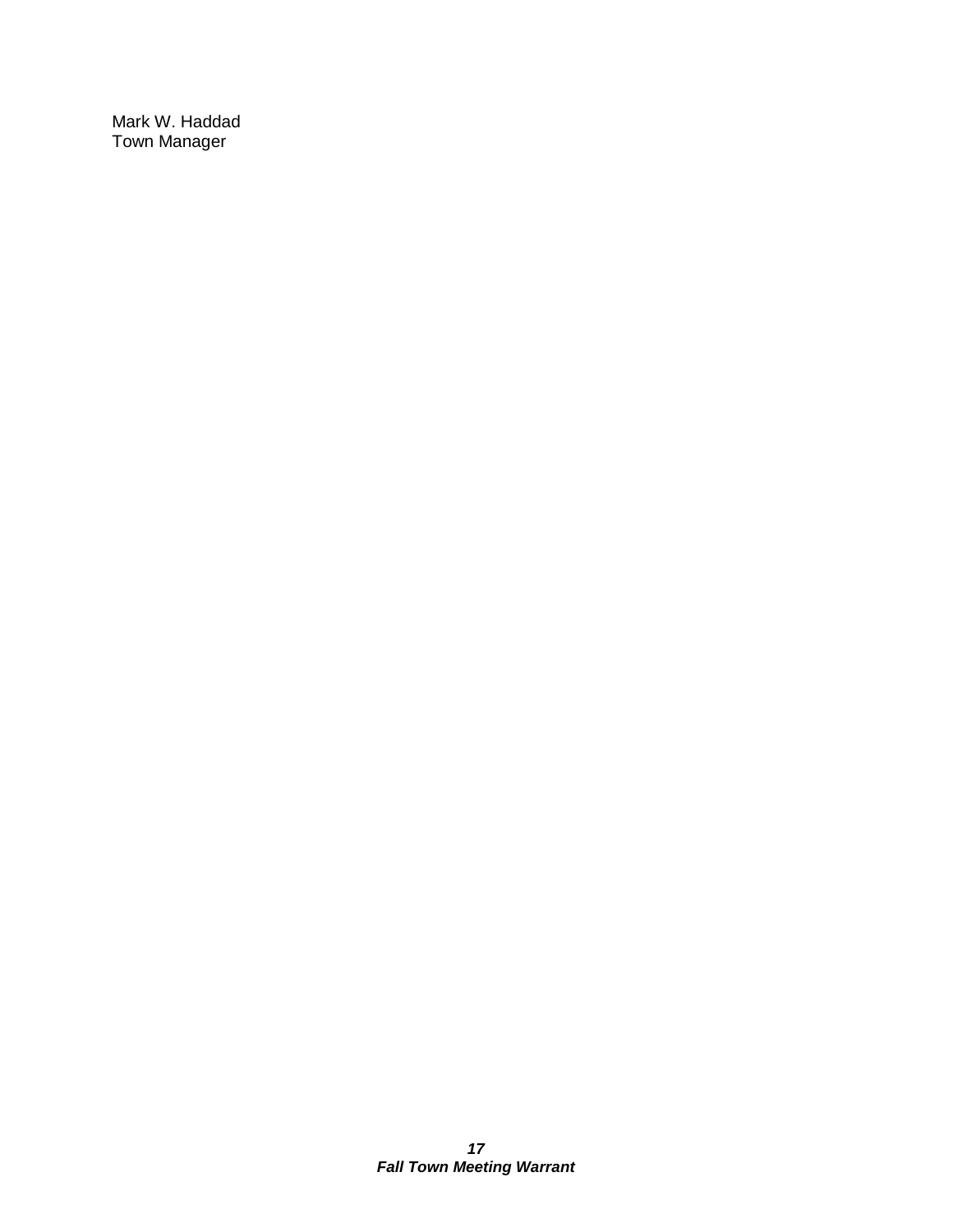Mark W. Haddad
Town Manager